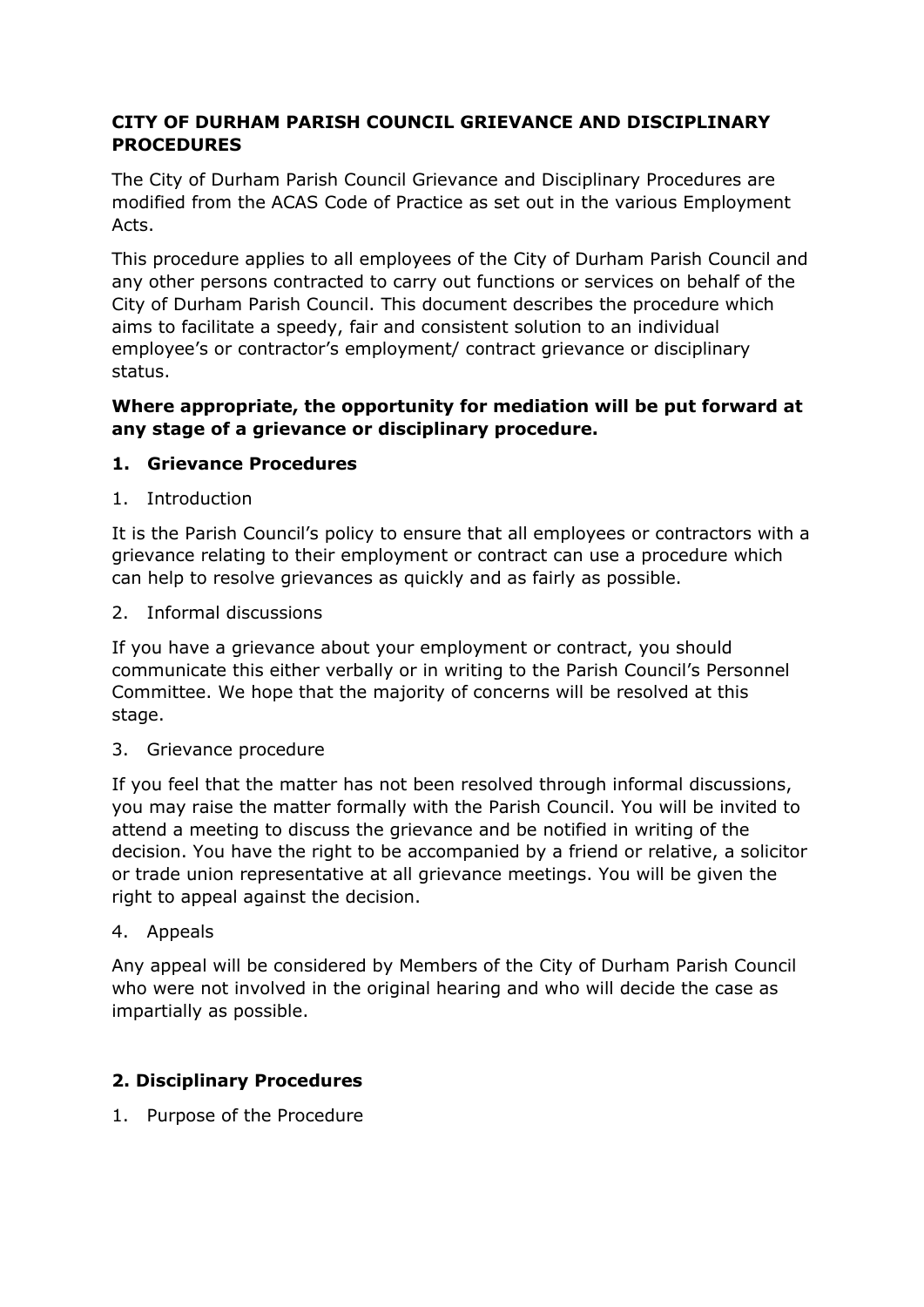# CITY OF DURHAM PARISH COUNCIL GRIEVANCE AND DISCIPLINARY PROCEDURES

The City of Durham Parish Council Grievance and Disciplinary Procedures are modified from the ACAS Code of Practice as set out in the various Employment Acts.

This procedure applies to all employees of the City of Durham Parish Council and any other persons contracted to carry out functions or services on behalf of the City of Durham Parish Council. This document describes the procedure which aims to facilitate a speedy, fair and consistent solution to an individual employee's or contractor's employment/ contract grievance or disciplinary status.

**Where appropriate, the opportunity for mediation will be put forward at any stage of a grievance or disciplinary procedure.**

## 1. Grievance Procedures

1. Introduction

It is the Parish Council's policy to ensure that all employees or contractors with a grievance relating to their employment or contract can use a procedure which can help to resolve grievances as quickly and as fairly as possible.

2. Informal discussions

If you have a grievance about your employment or contract, you should communicate this either verbally or in writing to the Parish Council's Personnel Committee. We hope that the majority of concerns will be resolved at this stage.

3. Grievance procedure

If you feel that the matter has not been resolved through informal discussions, you may raise the matter formally with the Parish Council. You will be invited to attend a meeting to discuss the grievance and be notified in writing of the decision. You have the right to be accompanied by a friend or relative, a solicitor or trade union representative at all grievance meetings. You will be given the right to appeal against the decision.

4. Appeals

Any appeal will be considered by Members of the City of Durham Parish Council who were not involved in the original hearing and who will decide the case as impartially as possible.

## 2. Disciplinary Procedures

1. Purpose of the Procedure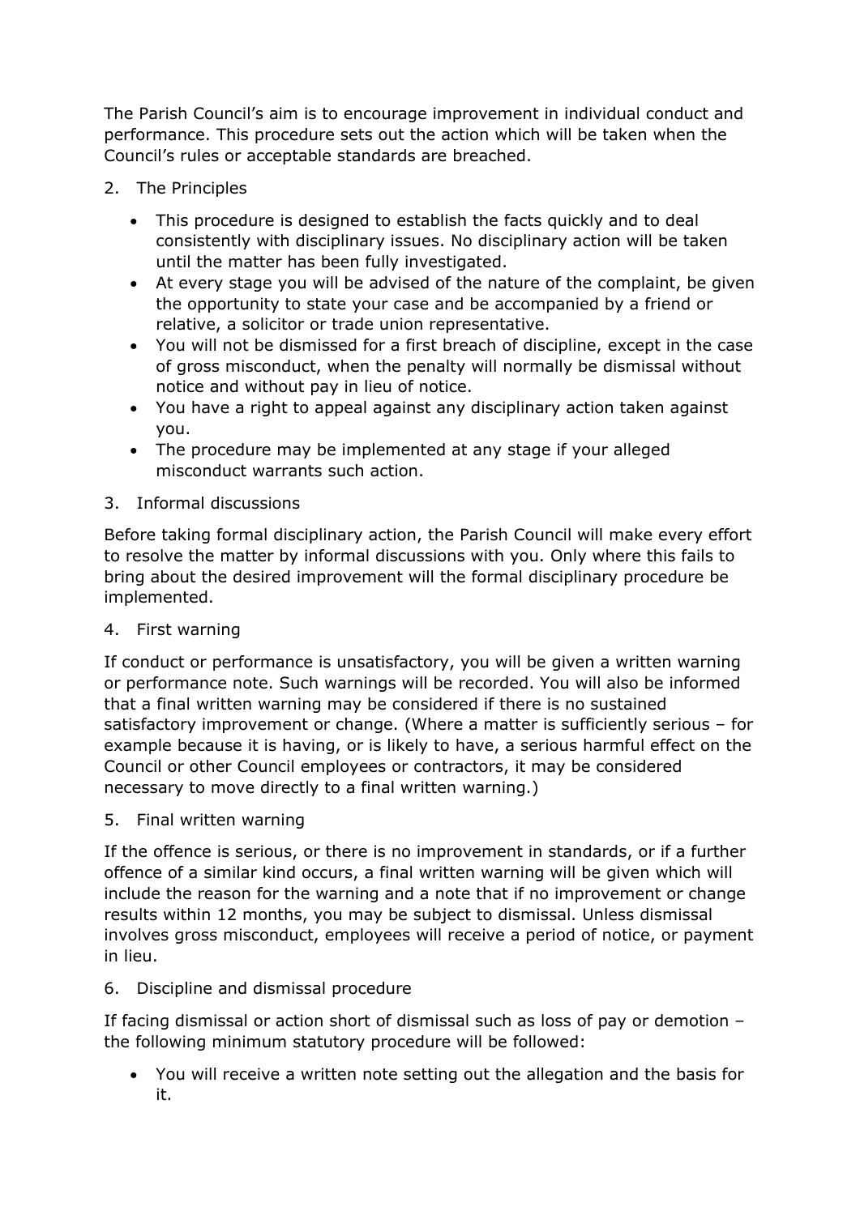The Parish Council's aim is to encourage improvement in individual conduct and performance. This procedure sets out the action which will be taken when the Council's rules or acceptable standards are breached.

2. The Principles

- This procedure is designed to establish the facts quickly and to deal consistently with disciplinary issues. No disciplinary action will be taken until the matter has been fully investigated.
- At every stage you will be advised of the nature of the complaint, be given the opportunity to state your case and be accompanied by a friend or relative, a solicitor or trade union representative.
- You will not be dismissed for a first breach of discipline, except in the case of gross misconduct, when the penalty will normally be dismissal without notice and without pay in lieu of notice.
- You have a right to appeal against any disciplinary action taken against you.
- The procedure may be implemented at any stage if your alleged misconduct warrants such action.

3. Informal discussions

Before taking formal disciplinary action, the Parish Council will make every effort to resolve the matter by informal discussions with you. Only where this fails to bring about the desired improvement will the formal disciplinary procedure be implemented.

4. First warning

If conduct or performance is unsatisfactory, you will be given a written warning or performance note. Such warnings will be recorded. You will also be informed that a final written warning may be considered if there is no sustained satisfactory improvement or change. (Where a matter is sufficiently serious – for example because it is having, or is likely to have, a serious harmful effect on the Council or other Council employees or contractors, it may be considered necessary to move directly to a final written warning.)

5. Final written warning

If the offence is serious, or there is no improvement in standards, or if a further offence of a similar kind occurs, a final written warning will be given which will include the reason for the warning and a note that if no improvement or change results within 12 months, you may be subject to dismissal. Unless dismissal involves gross misconduct, employees will receive a period of notice, or payment in lieu.

6. Discipline and dismissal procedure

If facing dismissal or action short of dismissal such as loss of pay or demotion – the following minimum statutory procedure will be followed:

- You will receive a written note setting out the allegation and the basis for it.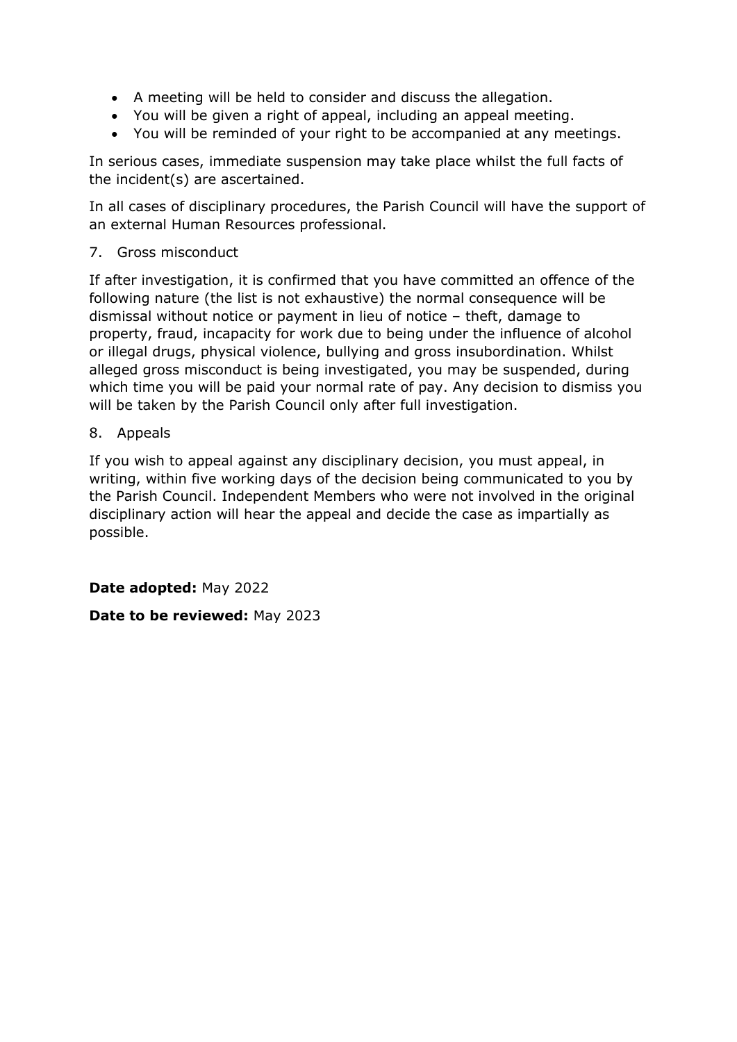- A meeting will be held to consider and discuss the allegation.
- You will be given a right of appeal, including an appeal meeting.
- You will be reminded of your right to be accompanied at any meetings.

In serious cases, immediate suspension may take place whilst the full facts of the incident(s) are ascertained.

In all cases of disciplinary procedures, the Parish Council will have the support of an external Human Resources professional.

7. Gross misconduct

If after investigation, it is confirmed that you have committed an offence of the following nature (the list is not exhaustive) the normal consequence will be dismissal without notice or payment in lieu of notice – theft, damage to property, fraud, incapacity for work due to being under the influence of alcohol or illegal drugs, physical violence, bullying and gross insubordination. Whilst alleged gross misconduct is being investigated, you may be suspended, during which time you will be paid your normal rate of pay. Any decision to dismiss you will be taken by the Parish Council only after full investigation.

8. Appeals

If you wish to appeal against any disciplinary decision, you must appeal, in writing, within five working days of the decision being communicated to you by the Parish Council. Independent Members who were not involved in the original disciplinary action will hear the appeal and decide the case as impartially as possible.

**Date adopted:** May 2022

**Date to be reviewed:** May 2023